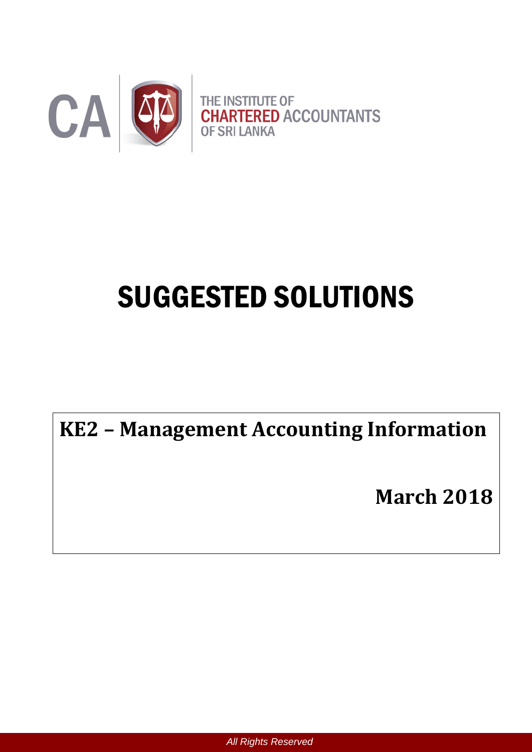CA

THE INSTITUTE OF
CHARTERED ACCOUNTANTS
OF SRI LANKA

# SUGGESTED SOLUTIONS

**KE2 – Management Accounting Information**

**March 2018**

*All Rights Reserved*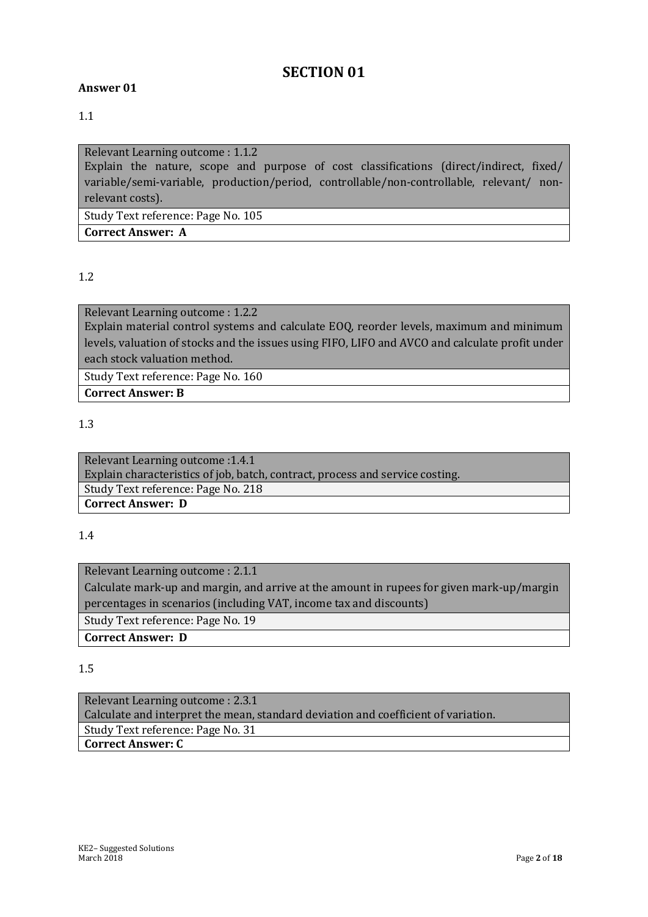# SECTION 01

**Answer 01**

1.1

| Relevant Learning outcome : 1.1.2<br>Explain the nature, scope and purpose of cost classifications (direct/indirect, fixed/ variable/semi-variable, production/period, controllable/non-controllable, relevant/ non-relevant costs). |
|---|
| Study Text reference: Page No. 105 |
| **Correct Answer: A** |

1.2

| Relevant Learning outcome : 1.2.2<br>Explain material control systems and calculate EOQ, reorder levels, maximum and minimum levels, valuation of stocks and the issues using FIFO, LIFO and AVCO and calculate profit under each stock valuation method. |
|---|
| Study Text reference: Page No. 160 |
| **Correct Answer: B** |

1.3

| Relevant Learning outcome :1.4.1<br>Explain characteristics of job, batch, contract, process and service costing. |
|---|
| Study Text reference: Page No. 218 |
| **Correct Answer: D** |

1.4

| Relevant Learning outcome : 2.1.1<br>Calculate mark-up and margin, and arrive at the amount in rupees for given mark-up/margin percentages in scenarios (including VAT, income tax and discounts) |
|---|
| Study Text reference: Page No. 19 |
| **Correct Answer: D** |

1.5

| Relevant Learning outcome : 2.3.1<br>Calculate and interpret the mean, standard deviation and coefficient of variation. |
|---|
| Study Text reference: Page No. 31 |
| **Correct Answer: C** |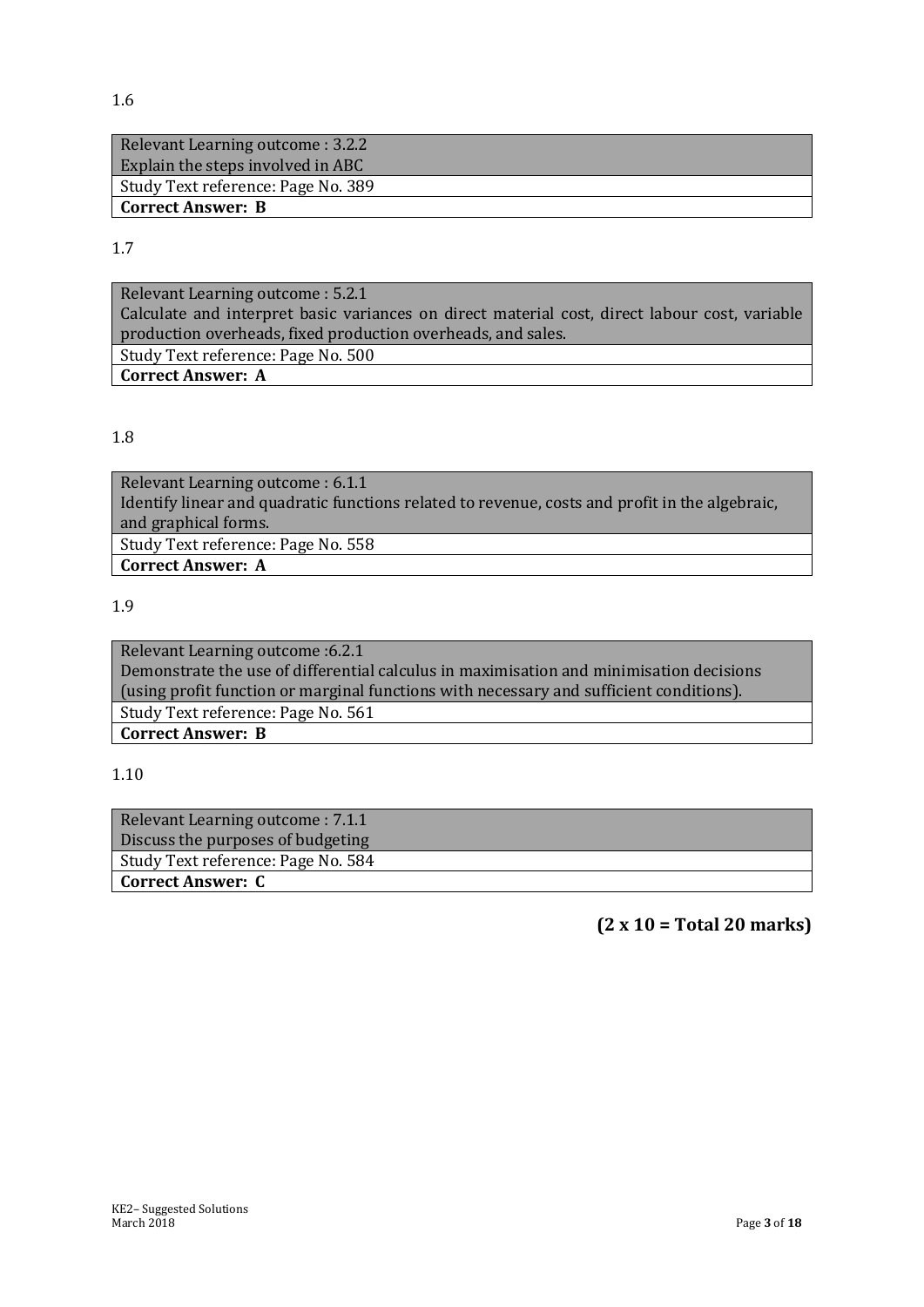1.6

| Relevant Learning outcome : 3.2.2 Explain the steps involved in ABC |
|---|
| Study Text reference: Page No. 389 |
| **Correct Answer: B** |

1.7

| Relevant Learning outcome : 5.2.1 Calculate and interpret basic variances on direct material cost, direct labour cost, variable production overheads, fixed production overheads, and sales. |
|---|
| Study Text reference: Page No. 500 |
| **Correct Answer: A** |

1.8

| Relevant Learning outcome : 6.1.1 Identify linear and quadratic functions related to revenue, costs and profit in the algebraic, and graphical forms. |
|---|
| Study Text reference: Page No. 558 |
| **Correct Answer: A** |

1.9

| Relevant Learning outcome :6.2.1 Demonstrate the use of differential calculus in maximisation and minimisation decisions (using profit function or marginal functions with necessary and sufficient conditions). |
|---|
| Study Text reference: Page No. 561 |
| **Correct Answer: B** |

1.10

| Relevant Learning outcome : 7.1.1 Discuss the purposes of budgeting |
|---|
| Study Text reference: Page No. 584 |
| **Correct Answer: C** |

**(2 x 10 = Total 20 marks)**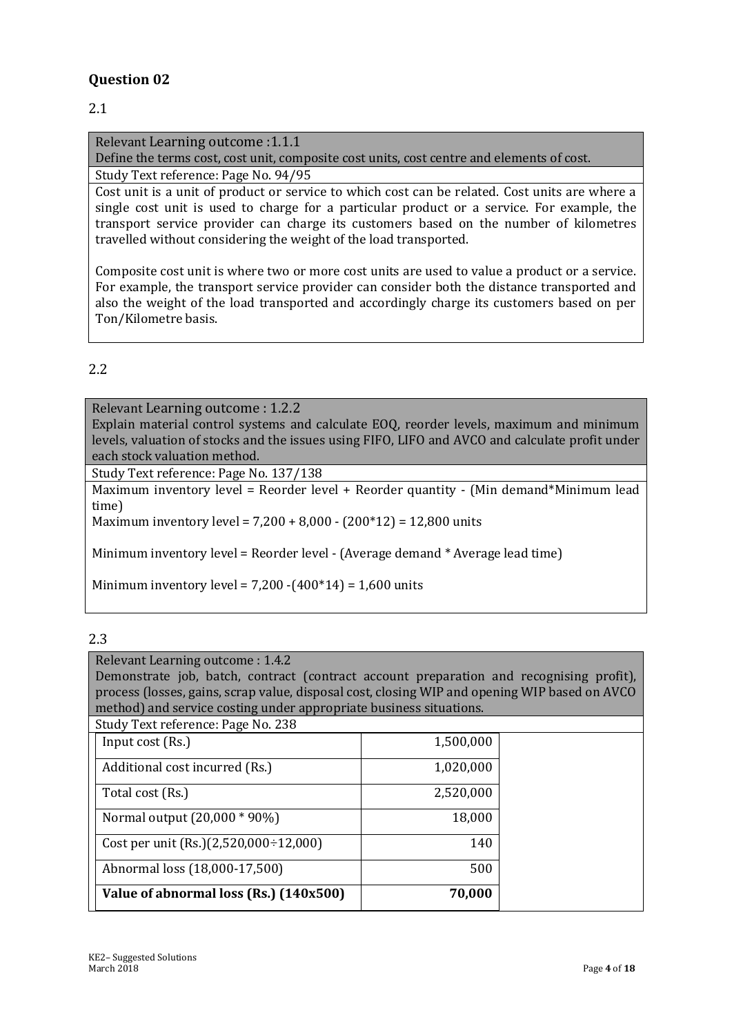## Question 02

### 2.1

Relevant Learning outcome :1.1.1
Define the terms cost, cost unit, composite cost units, cost centre and elements of cost.

Study Text reference: Page No. 94/95

Cost unit is a unit of product or service to which cost can be related. Cost units are where a single cost unit is used to charge for a particular product or a service. For example, the transport service provider can charge its customers based on the number of kilometres travelled without considering the weight of the load transported.

Composite cost unit is where two or more cost units are used to value a product or a service. For example, the transport service provider can consider both the distance transported and also the weight of the load transported and accordingly charge its customers based on per Ton/Kilometre basis.

### 2.2

Relevant Learning outcome : 1.2.2
Explain material control systems and calculate EOQ, reorder levels, maximum and minimum levels, valuation of stocks and the issues using FIFO, LIFO and AVCO and calculate profit under each stock valuation method.

Study Text reference: Page No. 137/138

Maximum inventory level = Reorder level + Reorder quantity - (Min demand*Minimum lead time)

Maximum inventory level = 7,200 + 8,000 - (200*12) = 12,800 units

Minimum inventory level = Reorder level - (Average demand * Average lead time)

Minimum inventory level = 7,200 -(400*14) = 1,600 units

### 2.3

Relevant Learning outcome : 1.4.2
Demonstrate job, batch, contract (contract account preparation and recognising profit), process (losses, gains, scrap value, disposal cost, closing WIP and opening WIP based on AVCO method) and service costing under appropriate business situations.

Study Text reference: Page No. 238

| | |
|---|---:|
| Input cost (Rs.) | 1,500,000 |
| Additional cost incurred (Rs.) | 1,020,000 |
| Total cost (Rs.) | 2,520,000 |
| Normal output (20,000 * 90%) | 18,000 |
| Cost per unit (Rs.)(2,520,000÷12,000) | 140 |
| Abnormal loss (18,000-17,500) | 500 |
| **Value of abnormal loss (Rs.) (140x500)** | **70,000** |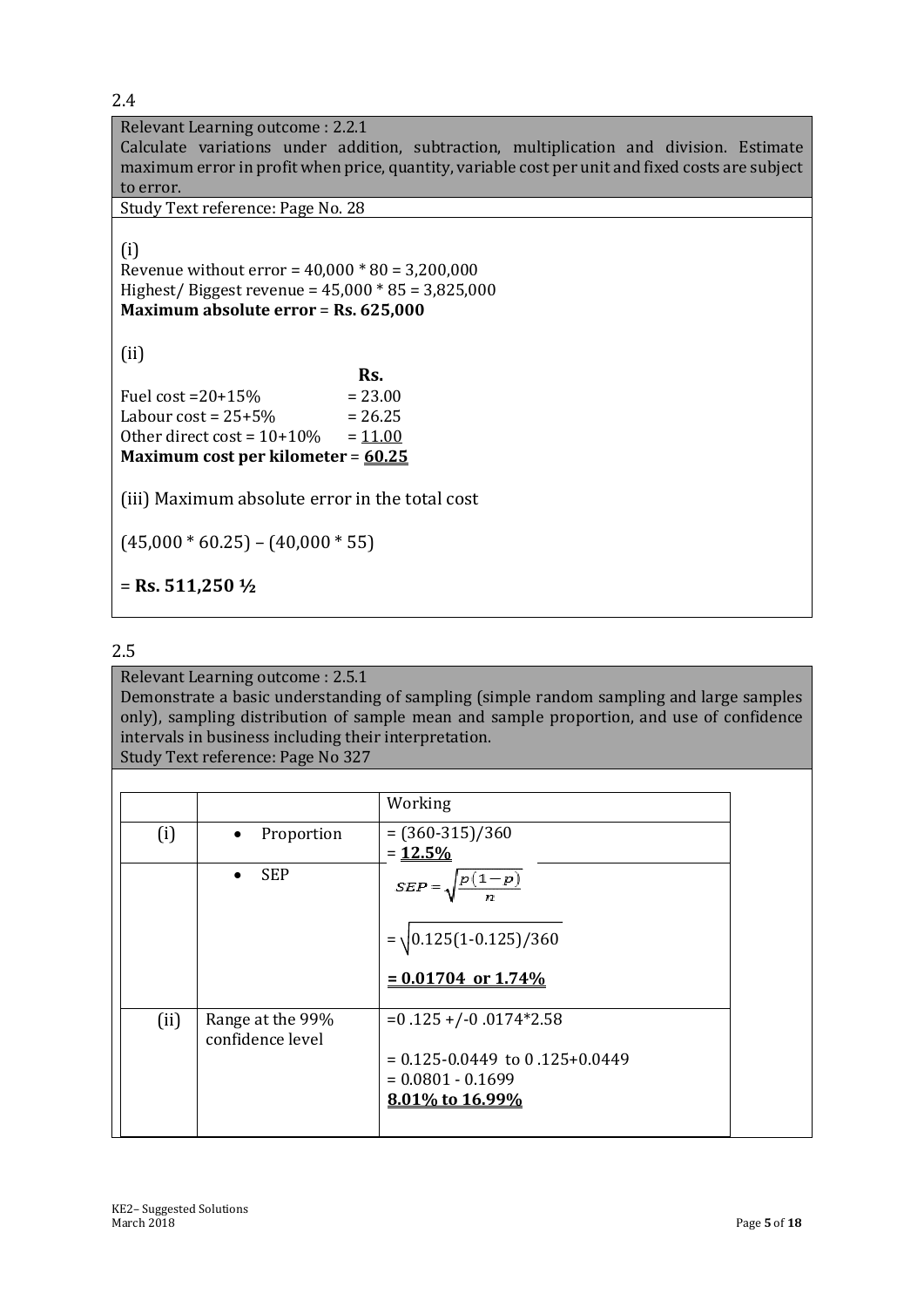2.4

Relevant Learning outcome : 2.2.1
Calculate variations under addition, subtraction, multiplication and division. Estimate maximum error in profit when price, quantity, variable cost per unit and fixed costs are subject to error.

Study Text reference: Page No. 28

(i)

Revenue without error = 40,000 * 80 = 3,200,000
Highest/ Biggest revenue = 45,000 * 85 = 3,825,000
**Maximum absolute error = Rs. 625,000**

(ii)

| | **Rs.** |
|---|---|
| Fuel cost =20+15% | = 23.00 |
| Labour cost = 25+5% | = 26.25 |
| Other direct cost = 10+10% | = <u>11.00</u> |
| **Maximum cost per kilometer** | = **<u>60.25</u>** |

(iii) Maximum absolute error in the total cost

(45,000 * 60.25) – (40,000 * 55)

= **Rs. 511,250 ½**

2.5

Relevant Learning outcome : 2.5.1
Demonstrate a basic understanding of sampling (simple random sampling and large samples only), sampling distribution of sample mean and sample proportion, and use of confidence intervals in business including their interpretation.
Study Text reference: Page No 327

| | | Working |
|---|---|---|
| (i) | • Proportion | = (360-315)/360<br>= **<u>12.5%</u>** |
| | • SEP | $SEP = \sqrt{\frac{p(1-p)}{n}}$<br>$= \sqrt{0.125(1-0.125)/360}$<br>**<u>= 0.01704 or 1.74%</u>** |
| (ii) | Range at the 99% confidence level | =0 .125 +/-0 .0174*2.58<br>= 0.125-0.0449 to 0 .125+0.0449<br>= 0.0801 - 0.1699<br>**<u>8.01% to 16.99%</u>** |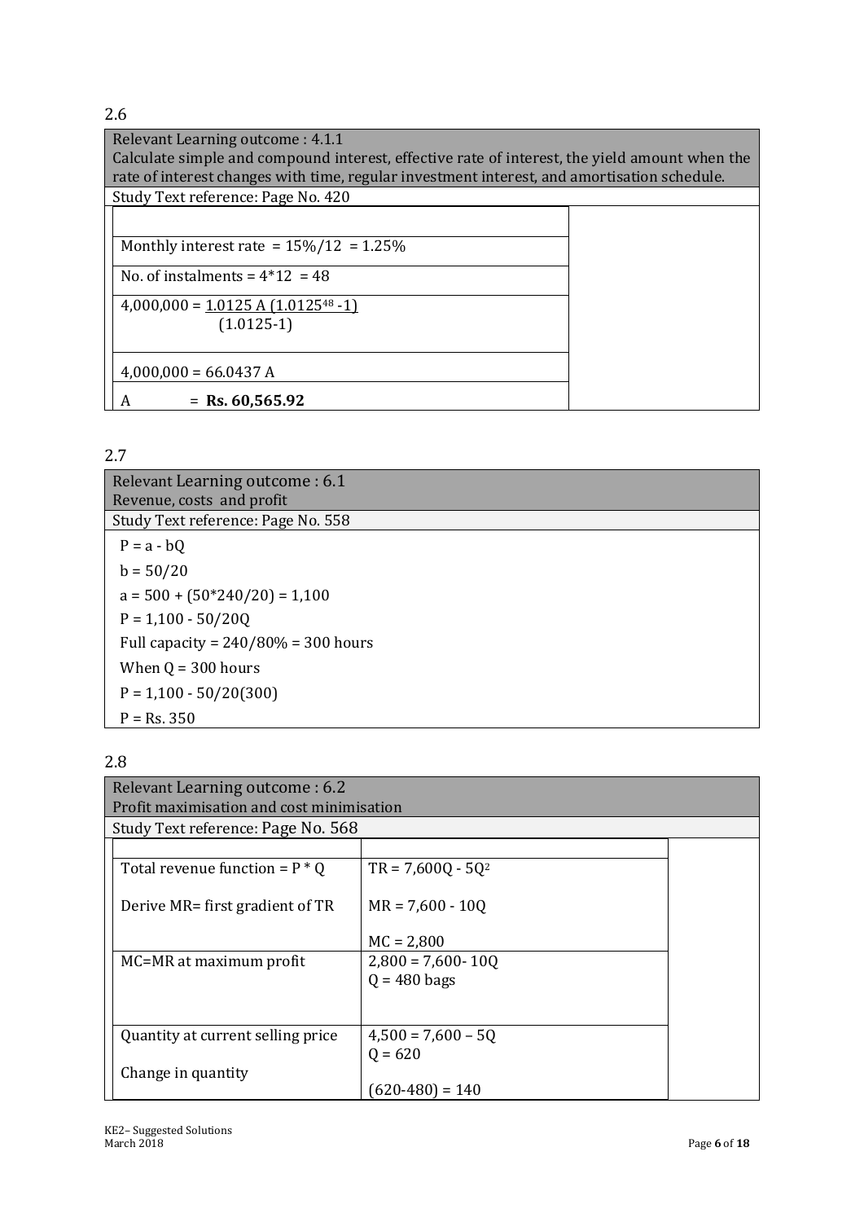## 2.6

| Relevant Learning outcome : 4.1.1 Calculate simple and compound interest, effective rate of interest, the yield amount when the rate of interest changes with time, regular investment interest, and amortisation schedule. |
|---|
| Study Text reference: Page No. 420 |

| |
|---|
| Monthly interest rate = 15%/12 = 1.25% |
| No. of instalments = 4*12 = 48 |
| $4{,}000{,}000 = \dfrac{1.0125\,A\,(1.0125^{48} - 1)}{(1.0125 - 1)}$ |
| 4,000,000 = 66.0437 A |
| A = **Rs. 60,565.92** |

## 2.7

| Relevant Learning outcome : 6.1 Revenue, costs and profit |
|---|
| Study Text reference: Page No. 558 |
| P = a - bQ |
| b = 50/20 |
| a = 500 + (50*240/20) = 1,100 |
| P = 1,100 - 50/20Q |
| Full capacity = 240/80% = 300 hours |
| When Q = 300 hours |
| P = 1,100 - 50/20(300) |
| P = Rs. 350 |

## 2.8

| Relevant Learning outcome : 6.2 Profit maximisation and cost minimisation |
|---|
| Study Text reference: Page No. 568 |

| | |
|---|---|
| Total revenue function = P * Q | $TR = 7{,}600Q - 5Q^2$ |
| Derive MR= first gradient of TR | MR = 7,600 - 10Q<br><br>MC = 2,800 |
| MC=MR at maximum profit | 2,800 = 7,600- 10Q<br>Q = 480 bags |
| Quantity at current selling price<br><br>Change in quantity | 4,500 = 7,600 – 5Q<br>Q = 620<br><br>(620-480) = 140 |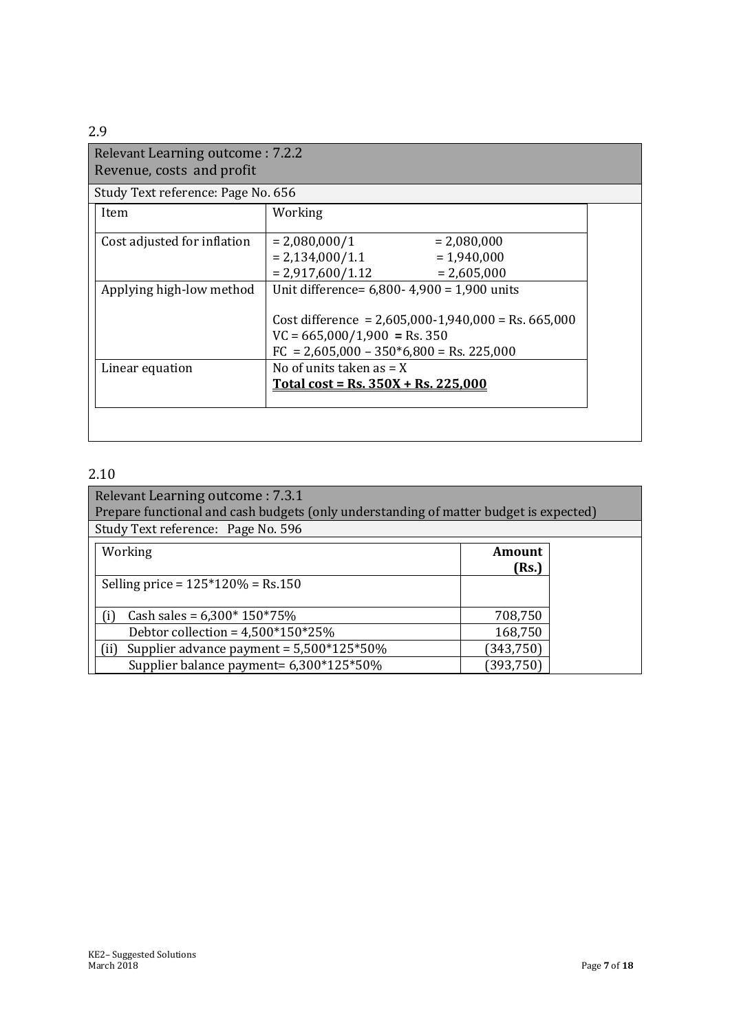## 2.9

| Relevant Learning outcome : 7.2.2 |
|---|
| Revenue, costs and profit |
| Study Text reference: Page No. 656 |

| Item | Working |
|---|---|
| Cost adjusted for inflation | = 2,080,000/1 = 2,080,000<br>= 2,134,000/1.1 = 1,940,000<br>= 2,917,600/1.12 = 2,605,000 |
| Applying high-low method | Unit difference= 6,800- 4,900 = 1,900 units<br><br>Cost difference = 2,605,000-1,940,000 = Rs. 665,000<br>VC = 665,000/1,900 = Rs. 350<br>FC = 2,605,000 – 350*6,800 = Rs. 225,000 |
| Linear equation | No of units taken as = X<br>**Total cost = Rs. 350X + Rs. 225,000** |

## 2.10

| Relevant Learning outcome : 7.3.1 |
|---|
| Prepare functional and cash budgets (only understanding of matter budget is expected) |
| Study Text reference: Page No. 596 |

| Working | Amount (Rs.) |
|---|---|
| Selling price = 125*120% = Rs.150 | |
| (i) Cash sales = 6,300* 150*75% | 708,750 |
| Debtor collection = 4,500*150*25% | 168,750 |
| (ii) Supplier advance payment = 5,500*125*50% | (343,750) |
| Supplier balance payment= 6,300*125*50% | (393,750) |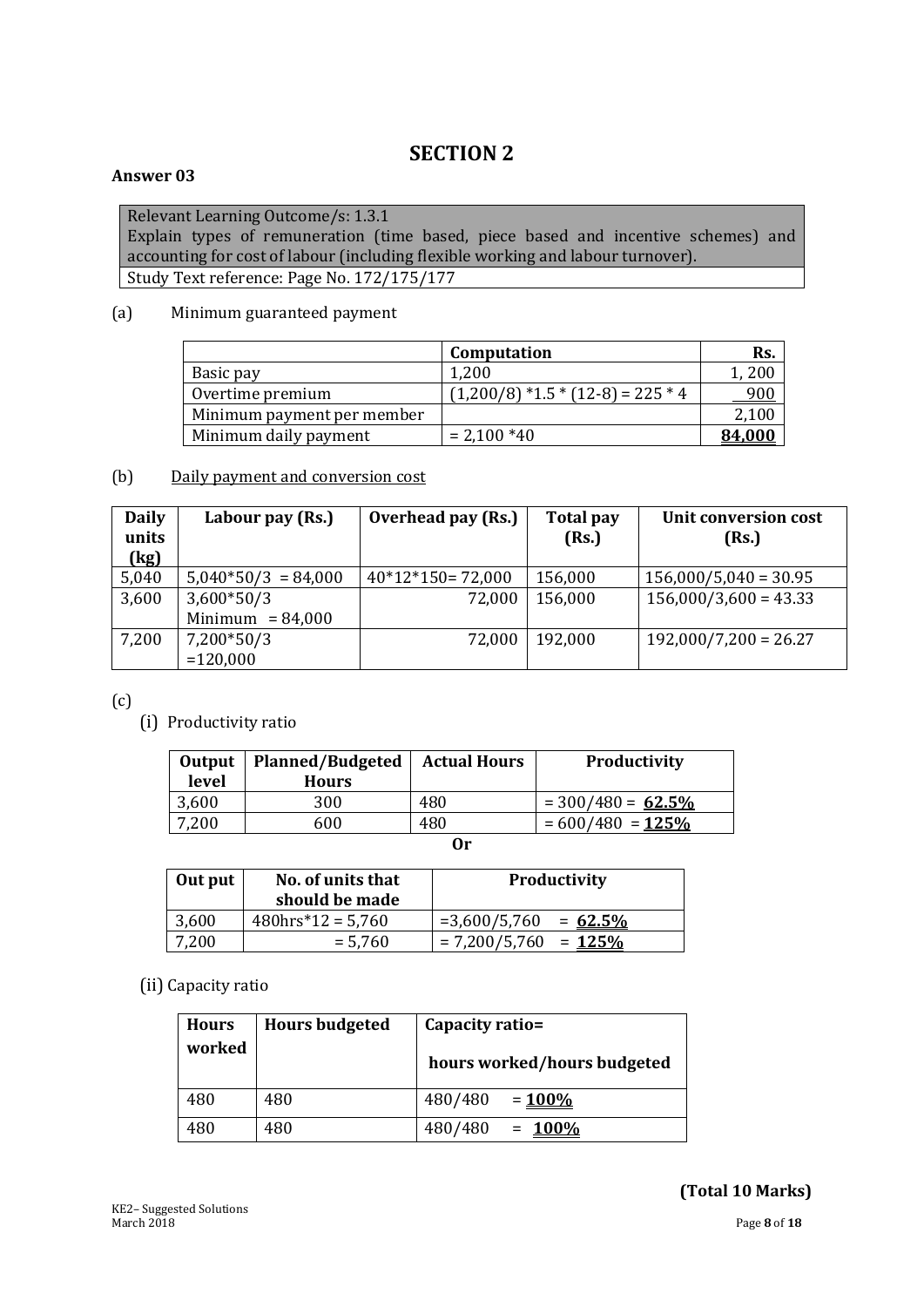# SECTION 2

**Answer 03**

| Relevant Learning Outcome/s: 1.3.1 Explain types of remuneration (time based, piece based and incentive schemes) and accounting for cost of labour (including flexible working and labour turnover). |
|---|
| Study Text reference: Page No. 172/175/177 |

(a) Minimum guaranteed payment

| | Computation | Rs. |
|---|---|---|
| Basic pay | 1,200 | 1, 200 |
| Overtime premium | (1,200/8) *1.5 * (12-8) = 225 * 4 | 900 |
| Minimum payment per member | | 2,100 |
| Minimum daily payment | = 2,100 *40 | **84,000** |

(b) Daily payment and conversion cost

| Daily units (kg) | Labour pay (Rs.) | Overhead pay (Rs.) | Total pay (Rs.) | Unit conversion cost (Rs.) |
|---|---|---|---|---|
| 5,040 | 5,040*50/3 = 84,000 | 40*12*150= 72,000 | 156,000 | 156,000/5,040 = 30.95 |
| 3,600 | 3,600*50/3 Minimum = 84,000 | 72,000 | 156,000 | 156,000/3,600 = 43.33 |
| 7,200 | 7,200*50/3 =120,000 | 72,000 | 192,000 | 192,000/7,200 = 26.27 |

(c)

(i) Productivity ratio

| Output level | Planned/Budgeted Hours | Actual Hours | Productivity |
|---|---|---|---|
| 3,600 | 300 | 480 | = 300/480 = **62.5%** |
| 7,200 | 600 | 480 | = 600/480 = **125%** |

**Or**

| Out put | No. of units that should be made | Productivity |
|---|---|---|
| 3,600 | 480hrs*12 = 5,760 | =3,600/5,760 = **62.5%** |
| 7,200 | = 5,760 | = 7,200/5,760 = **125%** |

(ii) Capacity ratio

| Hours worked | Hours budgeted | Capacity ratio= hours worked/hours budgeted |
|---|---|---|
| 480 | 480 | 480/480 = **100%** |
| 480 | 480 | 480/480 = **100%** |

**(Total 10 Marks)**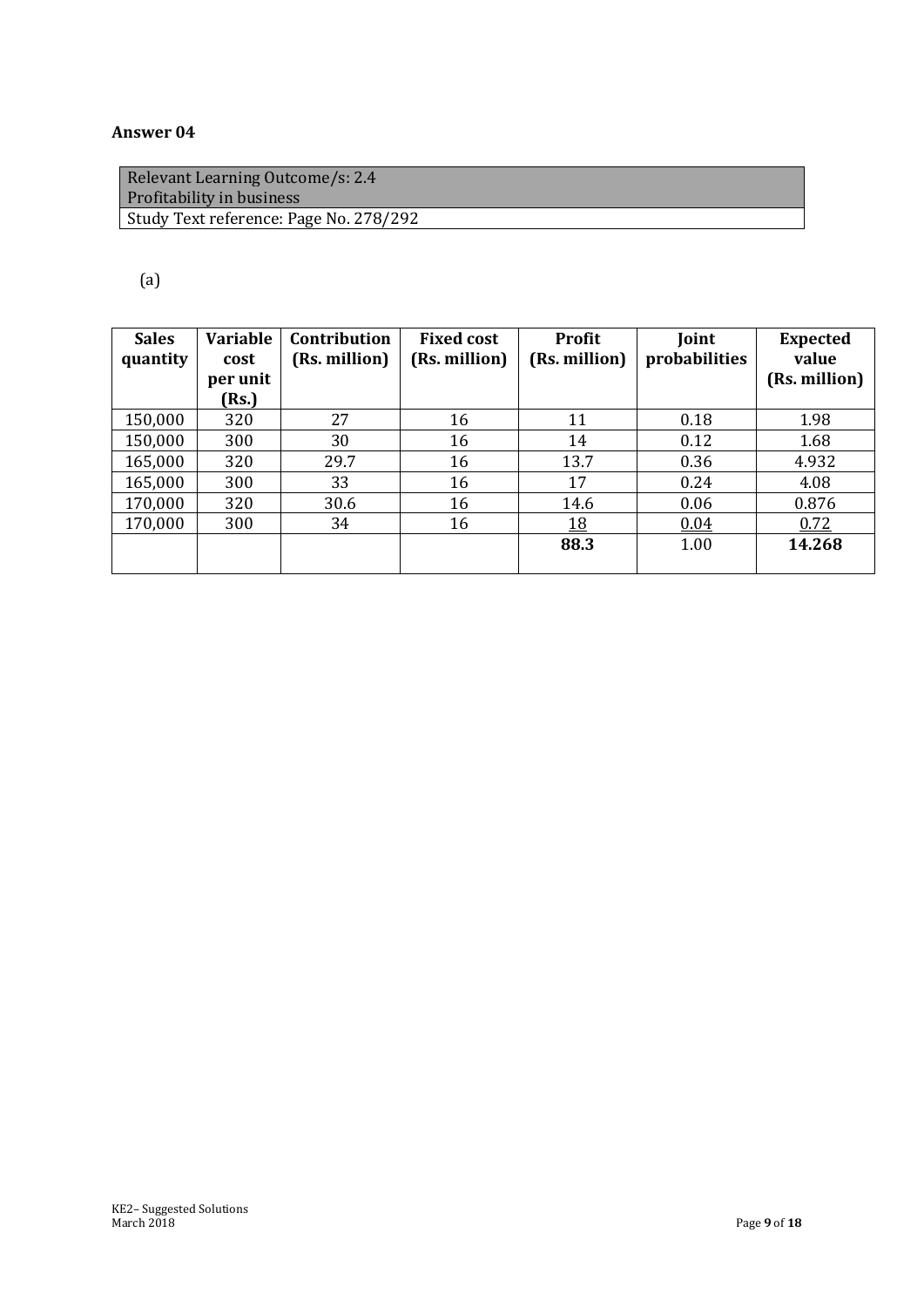**Answer 04**

| Relevant Learning Outcome/s: 2.4<br>Profitability in business |
|---|
| Study Text reference: Page No. 278/292 |

(a)

| Sales quantity | Variable cost per unit (Rs.) | Contribution (Rs. million) | Fixed cost (Rs. million) | Profit (Rs. million) | Joint probabilities | Expected value (Rs. million) |
|---|---|---|---|---|---|---|
| 150,000 | 320 | 27 | 16 | 11 | 0.18 | 1.98 |
| 150,000 | 300 | 30 | 16 | 14 | 0.12 | 1.68 |
| 165,000 | 320 | 29.7 | 16 | 13.7 | 0.36 | 4.932 |
| 165,000 | 300 | 33 | 16 | 17 | 0.24 | 4.08 |
| 170,000 | 320 | 30.6 | 16 | 14.6 | 0.06 | 0.876 |
| 170,000 | 300 | 34 | 16 | 18 | 0.04 | 0.72 |
| | | | | **88.3** | 1.00 | **14.268** |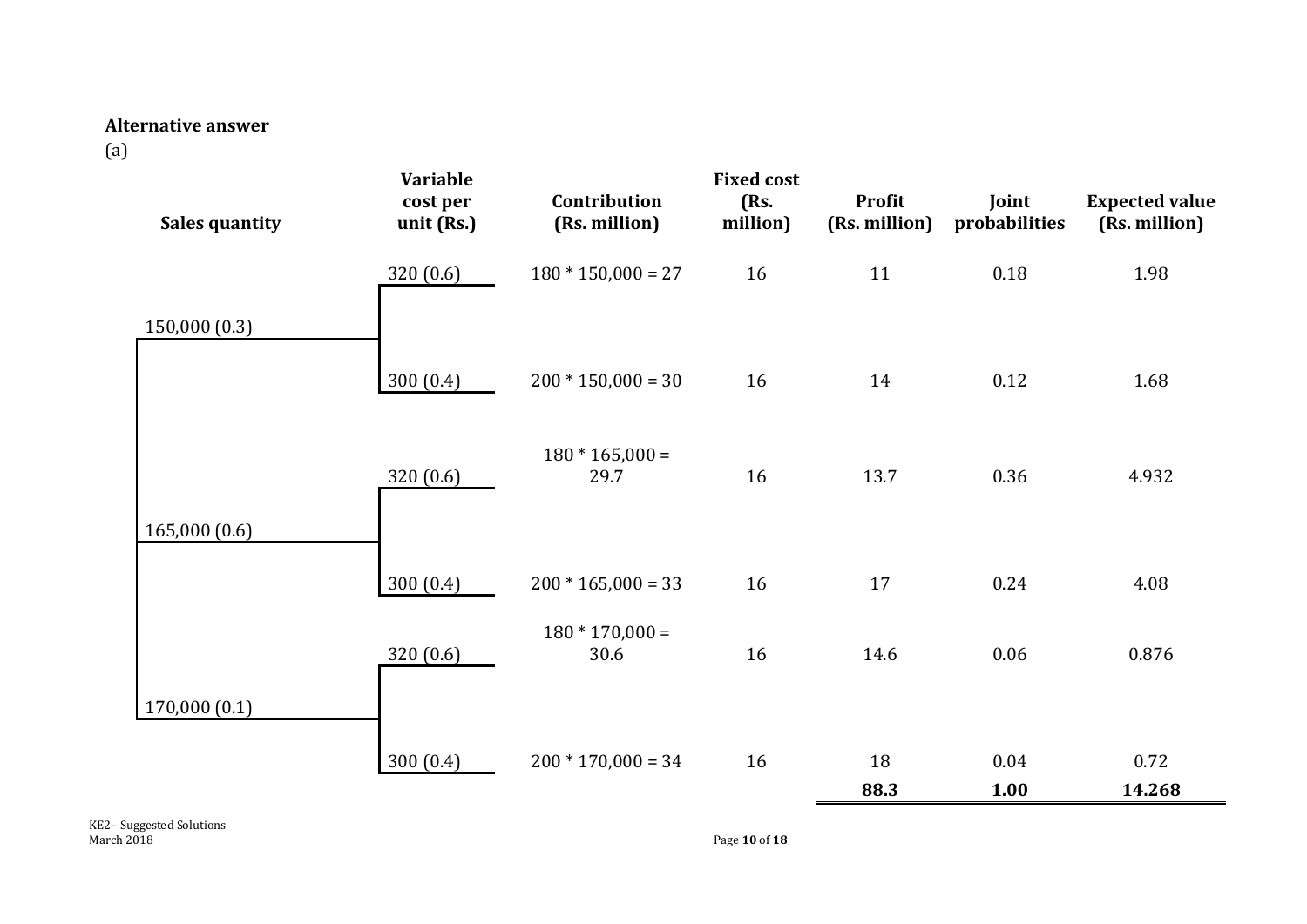**Alternative answer**

(a)

| Sales quantity | Variable cost per unit (Rs.) | Contribution (Rs. million) | Fixed cost (Rs. million) | Profit (Rs. million) | Joint probabilities | Expected value (Rs. million) |
|---|---|---|---|---|---|---|
| 150,000 (0.3) | 320 (0.6) | 180 * 150,000 = 27 | 16 | 11 | 0.18 | 1.98 |
| | 300 (0.4) | 200 * 150,000 = 30 | 16 | 14 | 0.12 | 1.68 |
| 165,000 (0.6) | 320 (0.6) | 180 * 165,000 = 29.7 | 16 | 13.7 | 0.36 | 4.932 |
| | 300 (0.4) | 200 * 165,000 = 33 | 16 | 17 | 0.24 | 4.08 |
| 170,000 (0.1) | 320 (0.6) | 180 * 170,000 = 30.6 | 16 | 14.6 | 0.06 | 0.876 |
| | 300 (0.4) | 200 * 170,000 = 34 | 16 | 18 | 0.04 | 0.72 |
| | | | | **88.3** | **1.00** | **14.268** |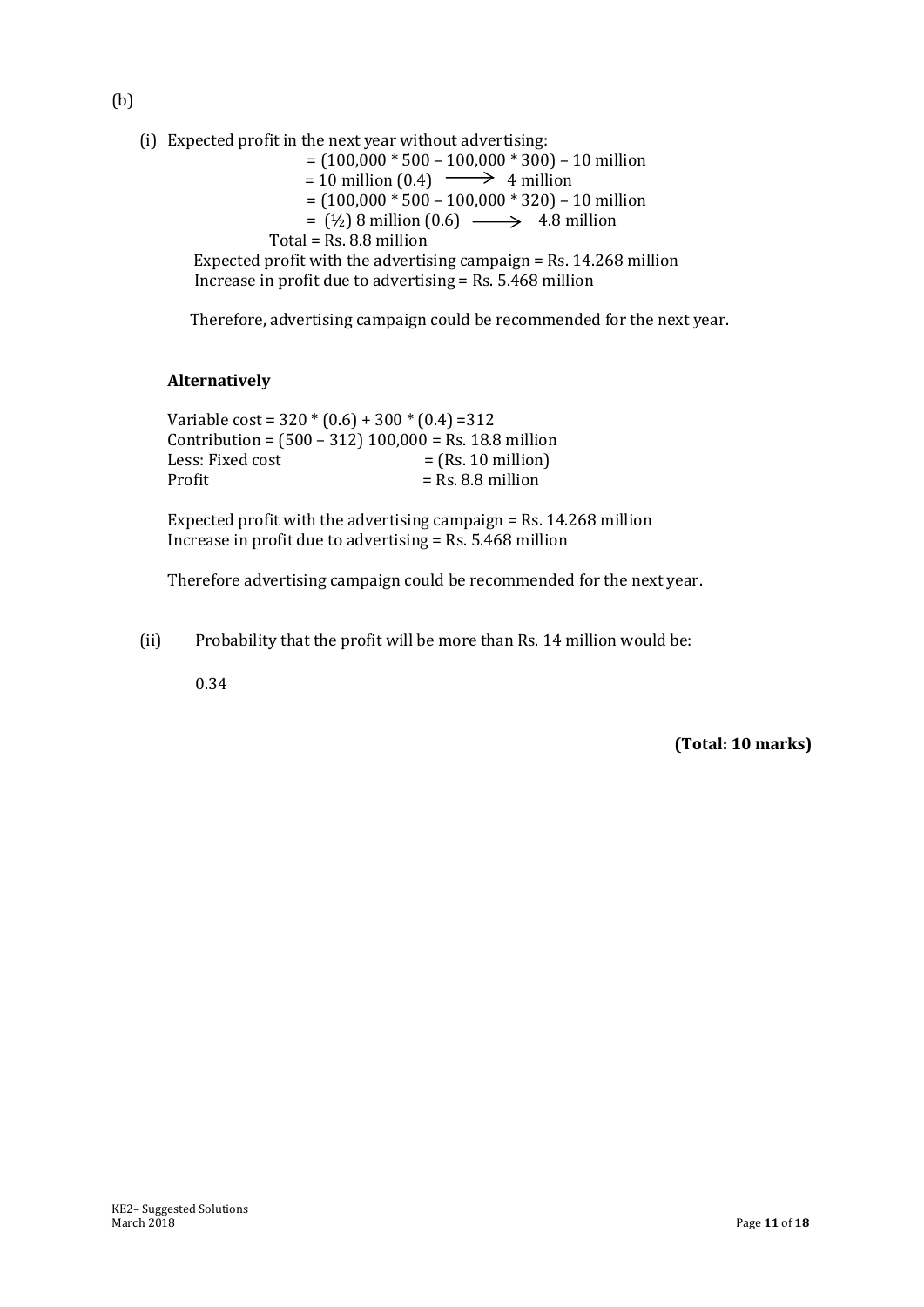(b)

(i) Expected profit in the next year without advertising:

$= (100{,}000 * 500 - 100{,}000 * 300) - 10$ million

$= 10$ million $(0.4) \longrightarrow 4$ million

$= (100{,}000 * 500 - 100{,}000 * 320) - 10$ million

$= (½)\ 8$ million $(0.6) \longrightarrow 4.8$ million

Total = Rs. 8.8 million

Expected profit with the advertising campaign = Rs. 14.268 million

Increase in profit due to advertising = Rs. 5.468 million

Therefore, advertising campaign could be recommended for the next year.

**Alternatively**

Variable cost = $320 * (0.6) + 300 * (0.4) = 312$

Contribution = $(500 - 312)\ 100{,}000$ = Rs. 18.8 million

Less: Fixed cost = (Rs. 10 million)

Profit = Rs. 8.8 million

Expected profit with the advertising campaign = Rs. 14.268 million

Increase in profit due to advertising = Rs. 5.468 million

Therefore advertising campaign could be recommended for the next year.

(ii) Probability that the profit will be more than Rs. 14 million would be:

0.34

**(Total: 10 marks)**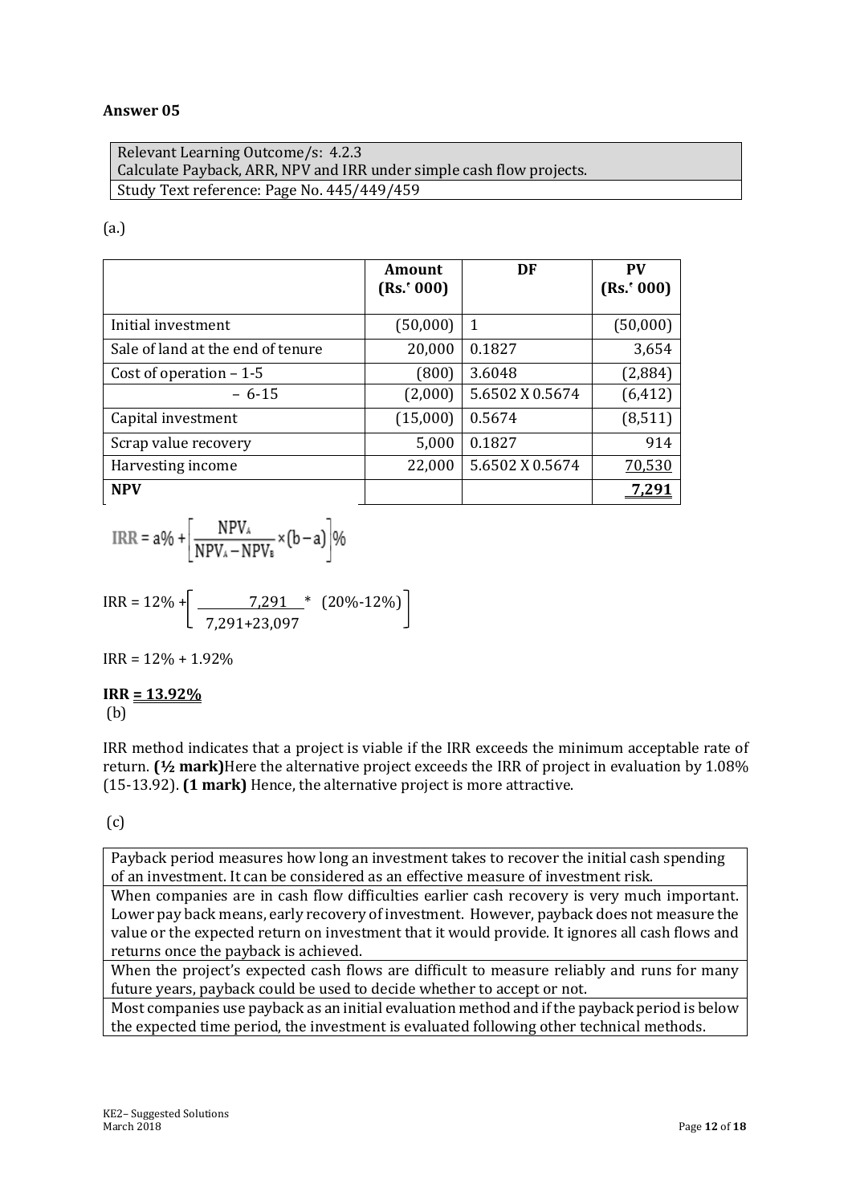## Answer 05

| Relevant Learning Outcome/s: 4.2.3 |
|---|
| Calculate Payback, ARR, NPV and IRR under simple cash flow projects. |
| Study Text reference: Page No. 445/449/459 |

(a.)

| | Amount (Rs.' 000) | DF | PV (Rs.' 000) |
|---|---|---|---|
| Initial investment | (50,000) | 1 | (50,000) |
| Sale of land at the end of tenure | 20,000 | 0.1827 | 3,654 |
| Cost of operation – 1-5 | (800) | 3.6048 | (2,884) |
| – 6-15 | (2,000) | 5.6502 X 0.5674 | (6,412) |
| Capital investment | (15,000) | 0.5674 | (8,511) |
| Scrap value recovery | 5,000 | 0.1827 | 914 |
| Harvesting income | 22,000 | 5.6502 X 0.5674 | 70,530 |
| **NPV** | | | **7,291** |

$$IRR = a\% + \left[\frac{NPV_A}{NPV_A - NPV_B} \times (b - a)\right]\%$$

$$IRR = 12\% + \left[\frac{7{,}291}{7{,}291 + 23{,}097} * (20\% - 12\%)\right]$$

IRR = 12% + 1.92%

**IRR = 13.92%**

(b)

IRR method indicates that a project is viable if the IRR exceeds the minimum acceptable rate of return. **(½ mark)** Here the alternative project exceeds the IRR of project in evaluation by 1.08% (15-13.92). **(1 mark)** Hence, the alternative project is more attractive.

(c)

| Payback period measures how long an investment takes to recover the initial cash spending of an investment. It can be considered as an effective measure of investment risk. |
|---|
| When companies are in cash flow difficulties earlier cash recovery is very much important. Lower pay back means, early recovery of investment. However, payback does not measure the value or the expected return on investment that it would provide. It ignores all cash flows and returns once the payback is achieved. |
| When the project's expected cash flows are difficult to measure reliably and runs for many future years, payback could be used to decide whether to accept or not. |
| Most companies use payback as an initial evaluation method and if the payback period is below the expected time period, the investment is evaluated following other technical methods. |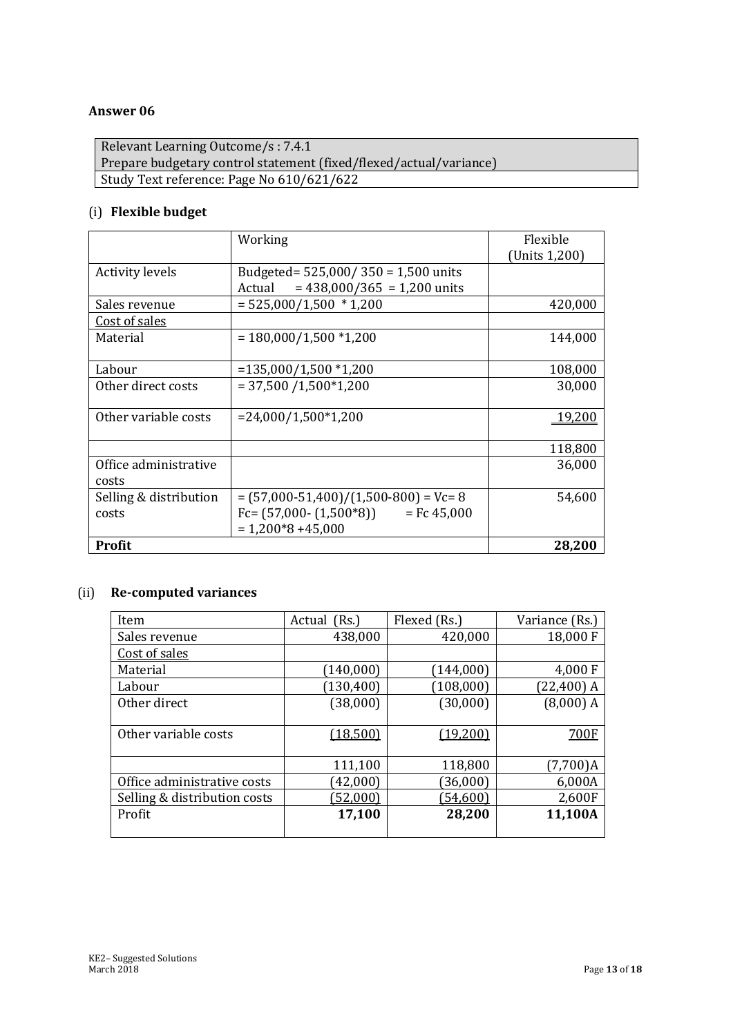## Answer 06

| Relevant Learning Outcome/s : 7.4.1 |
|---|
| Prepare budgetary control statement (fixed/flexed/actual/variance) |
| Study Text reference: Page No 610/621/622 |

### (i) **Flexible budget**

| | Working | Flexible (Units 1,200) |
|---|---|---|
| Activity levels | Budgeted= 525,000/ 350 = 1,500 units<br>Actual = 438,000/365 = 1,200 units | |
| Sales revenue | = 525,000/1,500 * 1,200 | 420,000 |
| Cost of sales | | |
| Material | = 180,000/1,500 *1,200 | 144,000 |
| Labour | =135,000/1,500 *1,200 | 108,000 |
| Other direct costs | = 37,500 /1,500*1,200 | 30,000 |
| Other variable costs | =24,000/1,500*1,200 | 19,200 |
| | | 118,800 |
| Office administrative costs | | 36,000 |
| Selling & distribution costs | = (57,000-51,400)/(1,500-800) = Vc= 8<br>Fc= (57,000- (1,500*8)) = Fc 45,000<br>= 1,200*8 +45,000 | 54,600 |
| **Profit** | | **28,200** |

### (ii) **Re-computed variances**

| Item | Actual (Rs.) | Flexed (Rs.) | Variance (Rs.) |
|---|---|---|---|
| Sales revenue | 438,000 | 420,000 | 18,000 F |
| Cost of sales | | | |
| Material | (140,000) | (144,000) | 4,000 F |
| Labour | (130,400) | (108,000) | (22,400) A |
| Other direct | (38,000) | (30,000) | (8,000) A |
| Other variable costs | (18,500) | (19,200) | 700F |
| | 111,100 | 118,800 | (7,700)A |
| Office administrative costs | (42,000) | (36,000) | 6,000A |
| Selling & distribution costs | (52,000) | (54,600) | 2,600F |
| Profit | **17,100** | **28,200** | **11,100A** |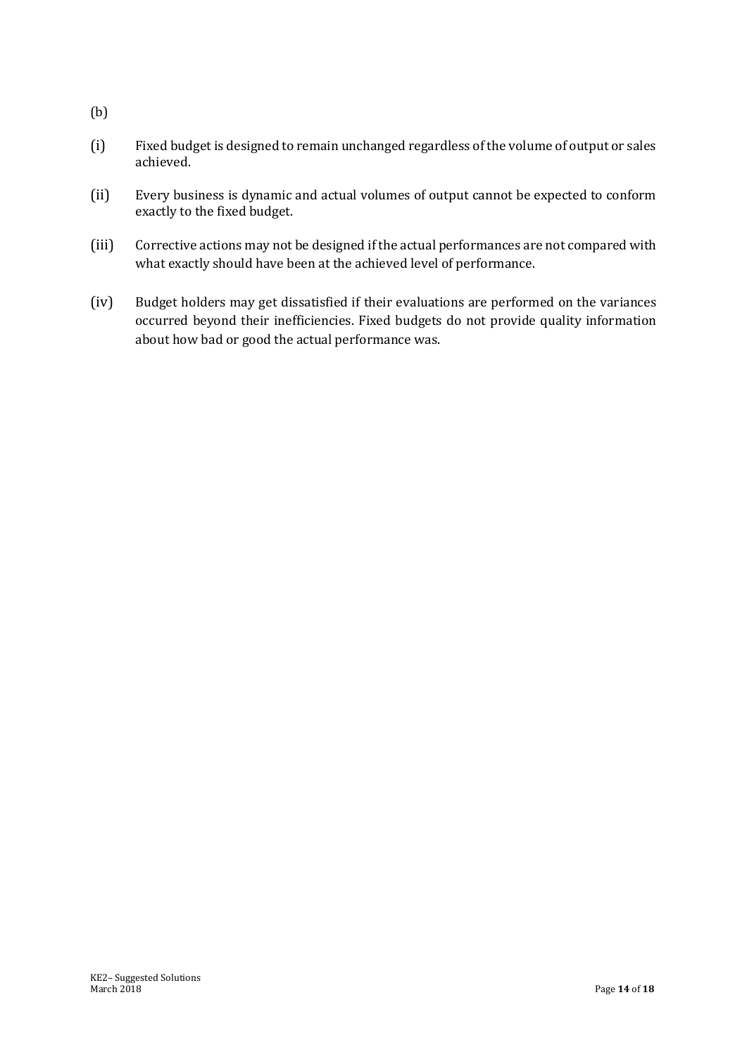(b)

(i) Fixed budget is designed to remain unchanged regardless of the volume of output or sales achieved.

(ii) Every business is dynamic and actual volumes of output cannot be expected to conform exactly to the fixed budget.

(iii) Corrective actions may not be designed if the actual performances are not compared with what exactly should have been at the achieved level of performance.

(iv) Budget holders may get dissatisfied if their evaluations are performed on the variances occurred beyond their inefficiencies. Fixed budgets do not provide quality information about how bad or good the actual performance was.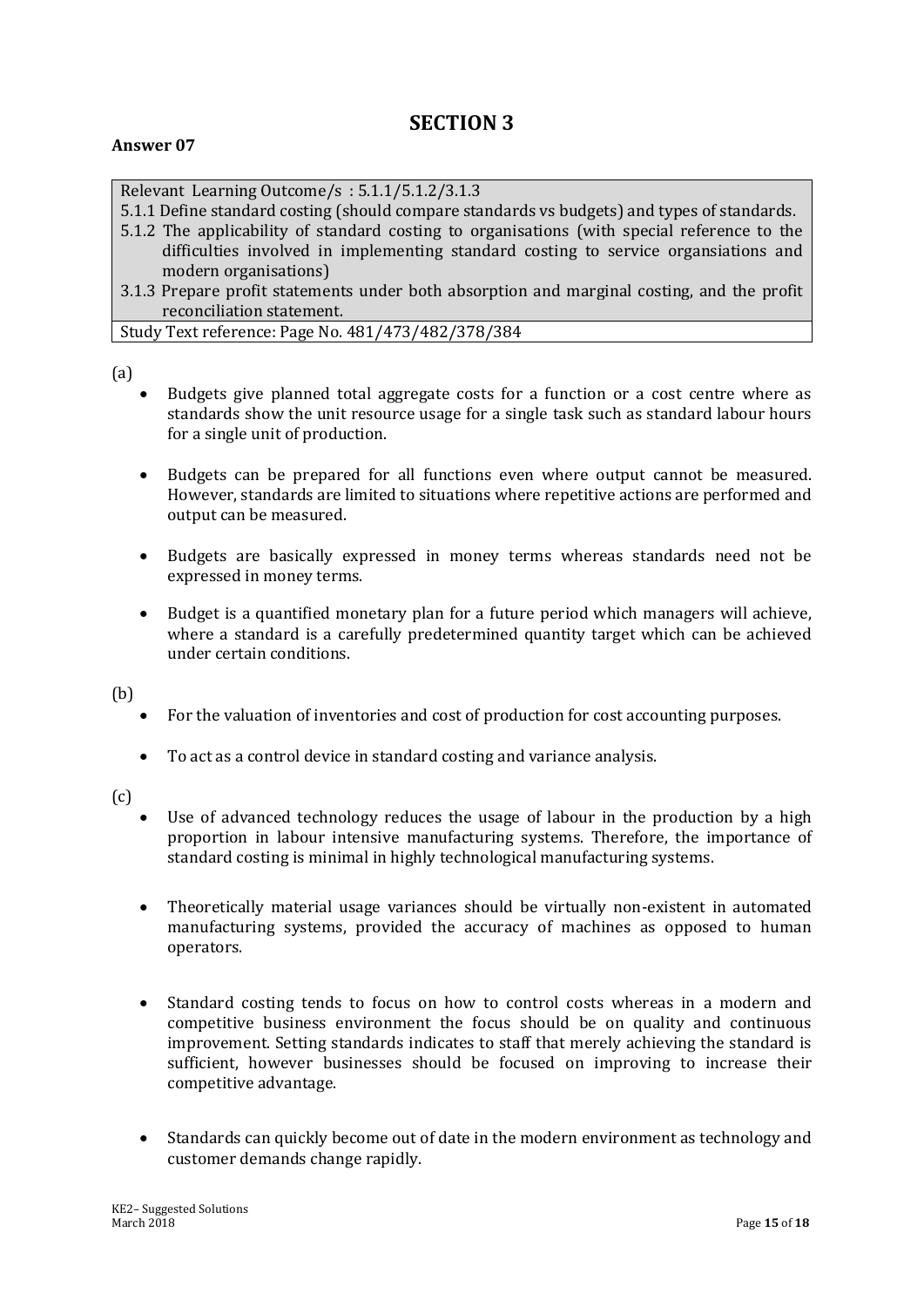# SECTION 3

**Answer 07**

| Relevant Learning Outcome/s : 5.1.1/5.1.2/3.1.3 |
|---|
| 5.1.1 Define standard costing (should compare standards vs budgets) and types of standards.<br>5.1.2 The applicability of standard costing to organisations (with special reference to the difficulties involved in implementing standard costing to service organsiations and modern organisations)<br>3.1.3 Prepare profit statements under both absorption and marginal costing, and the profit reconciliation statement. |
| Study Text reference: Page No. 481/473/482/378/384 |

(a)

- Budgets give planned total aggregate costs for a function or a cost centre where as standards show the unit resource usage for a single task such as standard labour hours for a single unit of production.
- Budgets can be prepared for all functions even where output cannot be measured. However, standards are limited to situations where repetitive actions are performed and output can be measured.
- Budgets are basically expressed in money terms whereas standards need not be expressed in money terms.
- Budget is a quantified monetary plan for a future period which managers will achieve, where a standard is a carefully predetermined quantity target which can be achieved under certain conditions.

(b)

- For the valuation of inventories and cost of production for cost accounting purposes.
- To act as a control device in standard costing and variance analysis.

(c)

- Use of advanced technology reduces the usage of labour in the production by a high proportion in labour intensive manufacturing systems. Therefore, the importance of standard costing is minimal in highly technological manufacturing systems.
- Theoretically material usage variances should be virtually non-existent in automated manufacturing systems, provided the accuracy of machines as opposed to human operators.
- Standard costing tends to focus on how to control costs whereas in a modern and competitive business environment the focus should be on quality and continuous improvement. Setting standards indicates to staff that merely achieving the standard is sufficient, however businesses should be focused on improving to increase their competitive advantage.
- Standards can quickly become out of date in the modern environment as technology and customer demands change rapidly.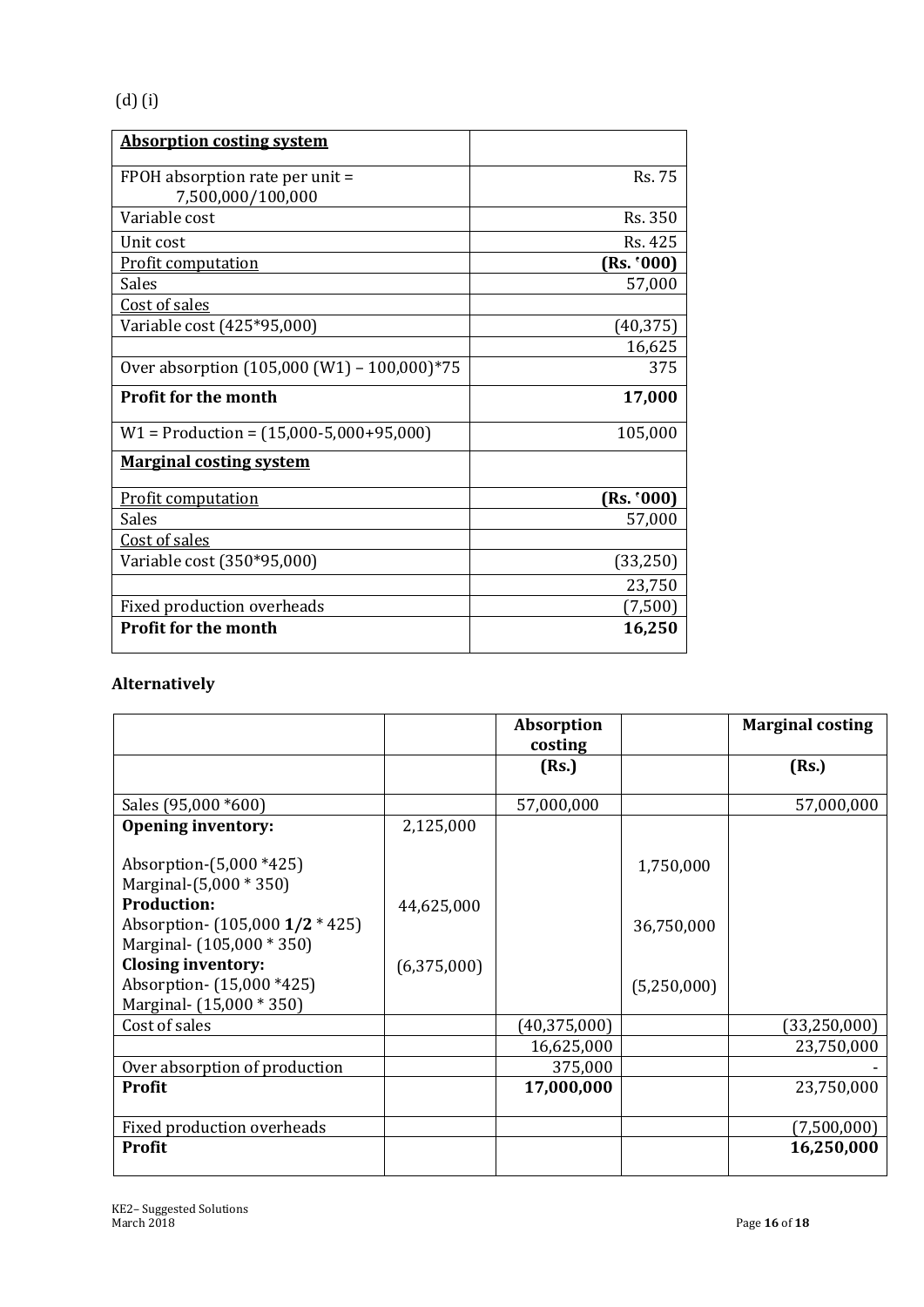(d) (i)

| **Absorption costing system** | |
|---|---|
| FPOH absorption rate per unit = 7,500,000/100,000 | Rs. 75 |
| Variable cost | Rs. 350 |
| Unit cost | Rs. 425 |
| Profit computation | **(Rs. '000)** |
| Sales | 57,000 |
| Cost of sales | |
| Variable cost (425*95,000) | (40,375) |
| | 16,625 |
| Over absorption (105,000 (W1) – 100,000)*75 | 375 |
| **Profit for the month** | **17,000** |
| W1 = Production = (15,000-5,000+95,000) | 105,000 |
| **Marginal costing system** | |
| Profit computation | **(Rs. '000)** |
| Sales | 57,000 |
| Cost of sales | |
| Variable cost (350*95,000) | (33,250) |
| | 23,750 |
| Fixed production overheads | (7,500) |
| **Profit for the month** | **16,250** |

**Alternatively**

| | | **Absorption costing** | | **Marginal costing** |
|---|---|---|---|---|
| | | **(Rs.)** | | **(Rs.)** |
| Sales (95,000 *600) | | 57,000,000 | | 57,000,000 |
| **Opening inventory:** Absorption-(5,000 *425) Marginal-(5,000 * 350) | 2,125,000 | | 1,750,000 | |
| **Production:** Absorption- (105,000 **1/2** * 425) Marginal- (105,000 * 350) | 44,625,000 | | 36,750,000 | |
| **Closing inventory:** Absorption- (15,000 *425) Marginal- (15,000 * 350) | (6,375,000) | | (5,250,000) | |
| Cost of sales | | (40,375,000) | | (33,250,000) |
| | | 16,625,000 | | 23,750,000 |
| Over absorption of production | | 375,000 | | - |
| **Profit** | | **17,000,000** | | 23,750,000 |
| Fixed production overheads | | | | (7,500,000) |
| **Profit** | | | | **16,250,000** |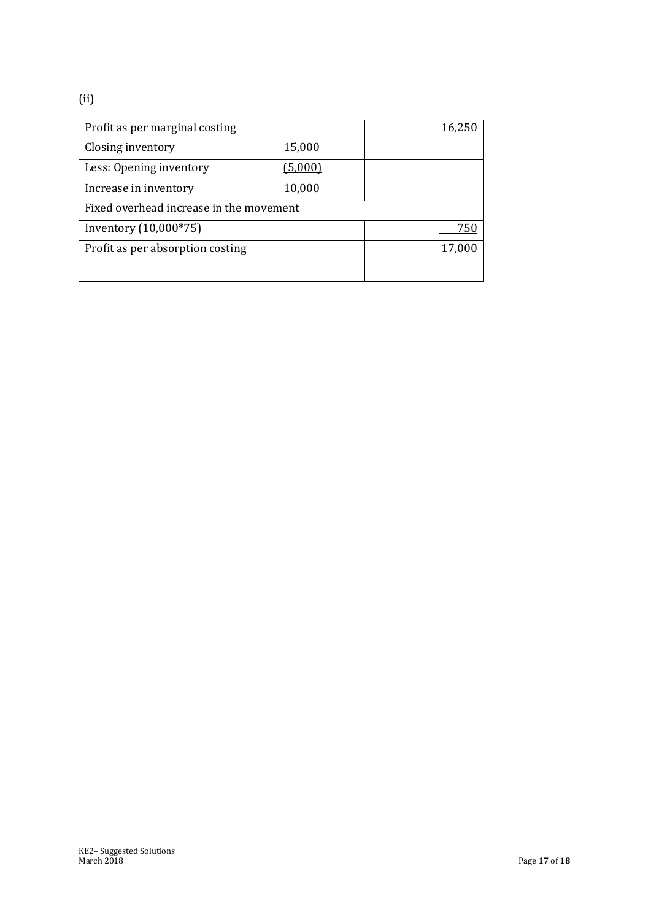(ii)

| Profit as per marginal costing | | 16,250 |
|---|---|---|
| Closing inventory | 15,000 | |
| Less: Opening inventory | (5,000) | |
| Increase in inventory | 10,000 | |
| Fixed overhead increase in the movement | | |
| Inventory (10,000*75) | | 750 |
| Profit as per absorption costing | | 17,000 |
| | | |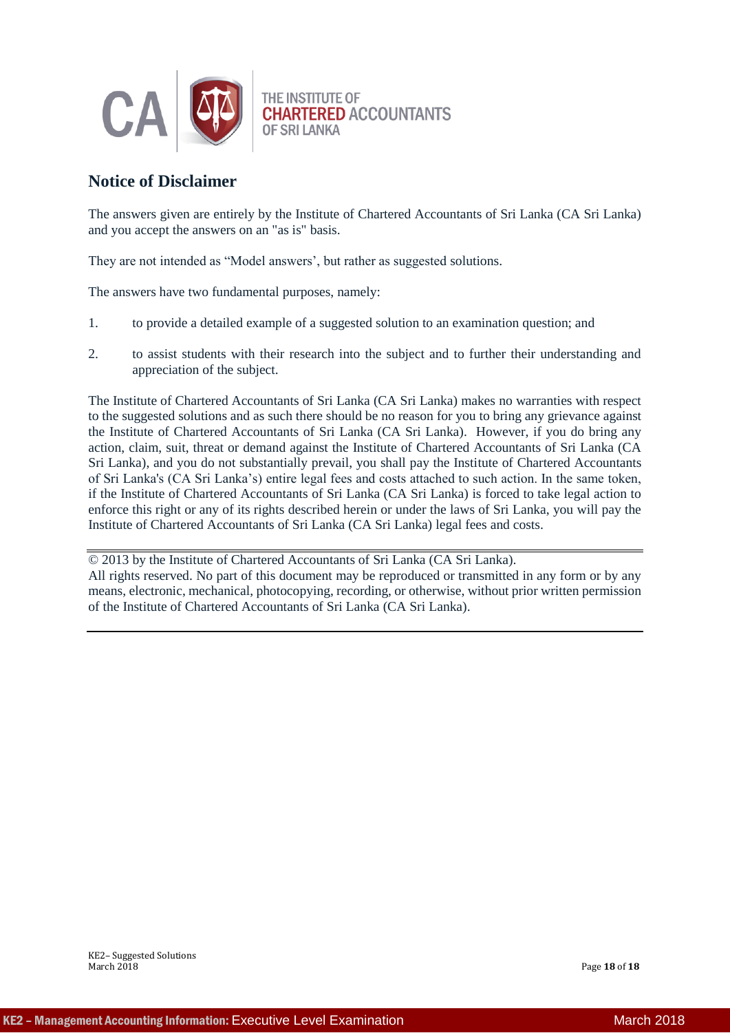THE INSTITUTE OF CHARTERED ACCOUNTANTS OF SRI LANKA

## Notice of Disclaimer

The answers given are entirely by the Institute of Chartered Accountants of Sri Lanka (CA Sri Lanka) and you accept the answers on an "as is" basis.

They are not intended as "Model answers', but rather as suggested solutions.

The answers have two fundamental purposes, namely:

1. to provide a detailed example of a suggested solution to an examination question; and
2. to assist students with their research into the subject and to further their understanding and appreciation of the subject.

The Institute of Chartered Accountants of Sri Lanka (CA Sri Lanka) makes no warranties with respect to the suggested solutions and as such there should be no reason for you to bring any grievance against the Institute of Chartered Accountants of Sri Lanka (CA Sri Lanka). However, if you do bring any action, claim, suit, threat or demand against the Institute of Chartered Accountants of Sri Lanka (CA Sri Lanka), and you do not substantially prevail, you shall pay the Institute of Chartered Accountants of Sri Lanka's (CA Sri Lanka's) entire legal fees and costs attached to such action. In the same token, if the Institute of Chartered Accountants of Sri Lanka (CA Sri Lanka) is forced to take legal action to enforce this right or any of its rights described herein or under the laws of Sri Lanka, you will pay the Institute of Chartered Accountants of Sri Lanka (CA Sri Lanka) legal fees and costs.

---

© 2013 by the Institute of Chartered Accountants of Sri Lanka (CA Sri Lanka).
All rights reserved. No part of this document may be reproduced or transmitted in any form or by any means, electronic, mechanical, photocopying, recording, or otherwise, without prior written permission of the Institute of Chartered Accountants of Sri Lanka (CA Sri Lanka).

---